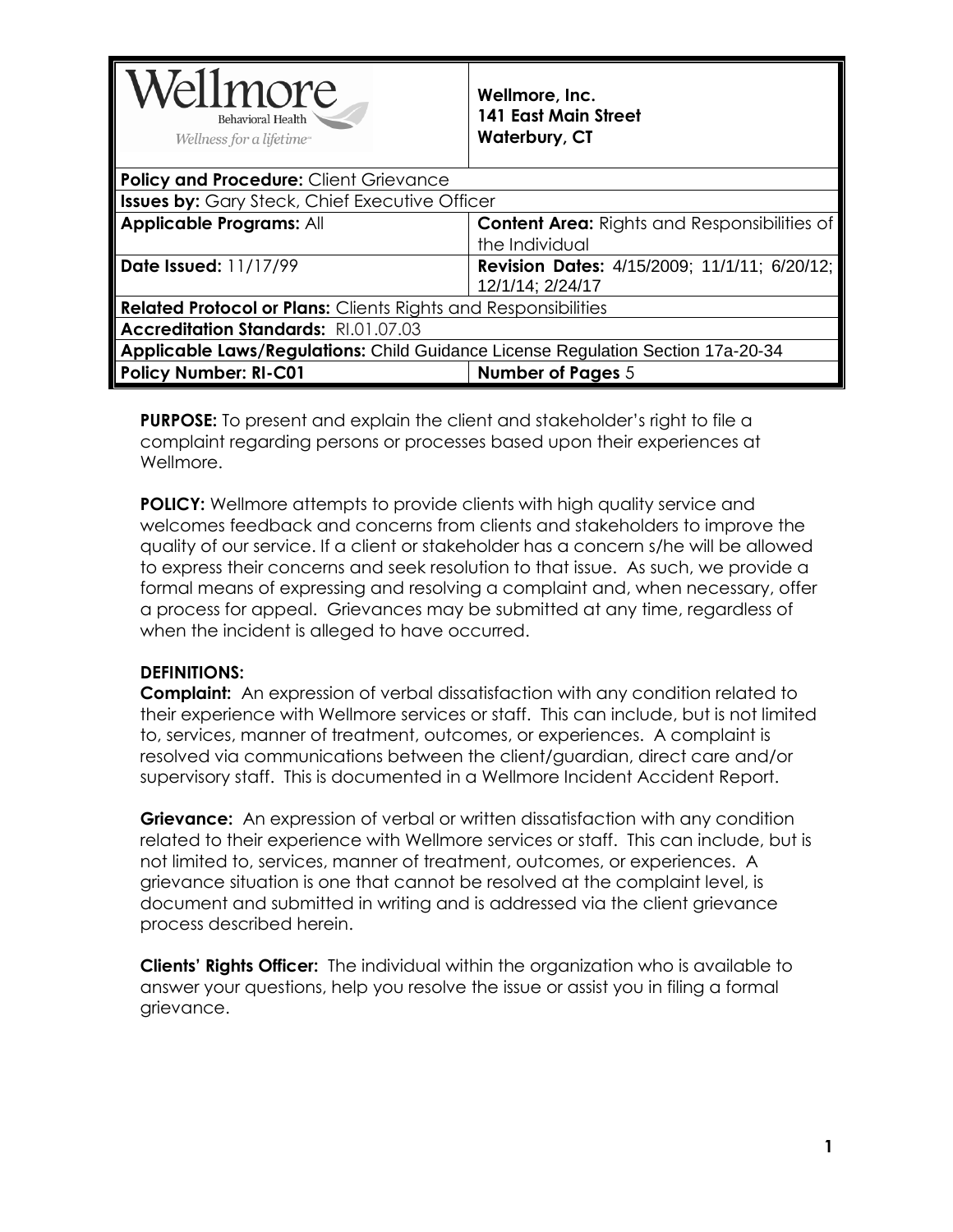| Wellmore Behavioral Health *Wellness for a lifetime* | **Wellmore, Inc.** **141 East Main Street** **Waterbury, CT** |
|---|---|
| **Policy and Procedure:** Client Grievance | |
| **Issues by:** Gary Steck, Chief Executive Officer | |
| **Applicable Programs:** All | **Content Area:** Rights and Responsibilities of the Individual |
| **Date Issued:** 11/17/99 | **Revision Dates:** 4/15/2009; 11/1/11; 6/20/12; 12/1/14; 2/24/17 |
| **Related Protocol or Plans:** Clients Rights and Responsibilities | |
| **Accreditation Standards:** RI.01.07.03 | |
| **Applicable Laws/Regulations:** Child Guidance License Regulation Section 17a-20-34 | |
| **Policy Number: RI-C01** | **Number of Pages** 5 |

**PURPOSE:** To present and explain the client and stakeholder's right to file a complaint regarding persons or processes based upon their experiences at Wellmore.

**POLICY:** Wellmore attempts to provide clients with high quality service and welcomes feedback and concerns from clients and stakeholders to improve the quality of our service. If a client or stakeholder has a concern s/he will be allowed to express their concerns and seek resolution to that issue. As such, we provide a formal means of expressing and resolving a complaint and, when necessary, offer a process for appeal. Grievances may be submitted at any time, regardless of when the incident is alleged to have occurred.

**DEFINITIONS:**

**Complaint:** An expression of verbal dissatisfaction with any condition related to their experience with Wellmore services or staff. This can include, but is not limited to, services, manner of treatment, outcomes, or experiences. A complaint is resolved via communications between the client/guardian, direct care and/or supervisory staff. This is documented in a Wellmore Incident Accident Report.

**Grievance:** An expression of verbal or written dissatisfaction with any condition related to their experience with Wellmore services or staff. This can include, but is not limited to, services, manner of treatment, outcomes, or experiences. A grievance situation is one that cannot be resolved at the complaint level, is document and submitted in writing and is addressed via the client grievance process described herein.

**Clients' Rights Officer:** The individual within the organization who is available to answer your questions, help you resolve the issue or assist you in filing a formal grievance.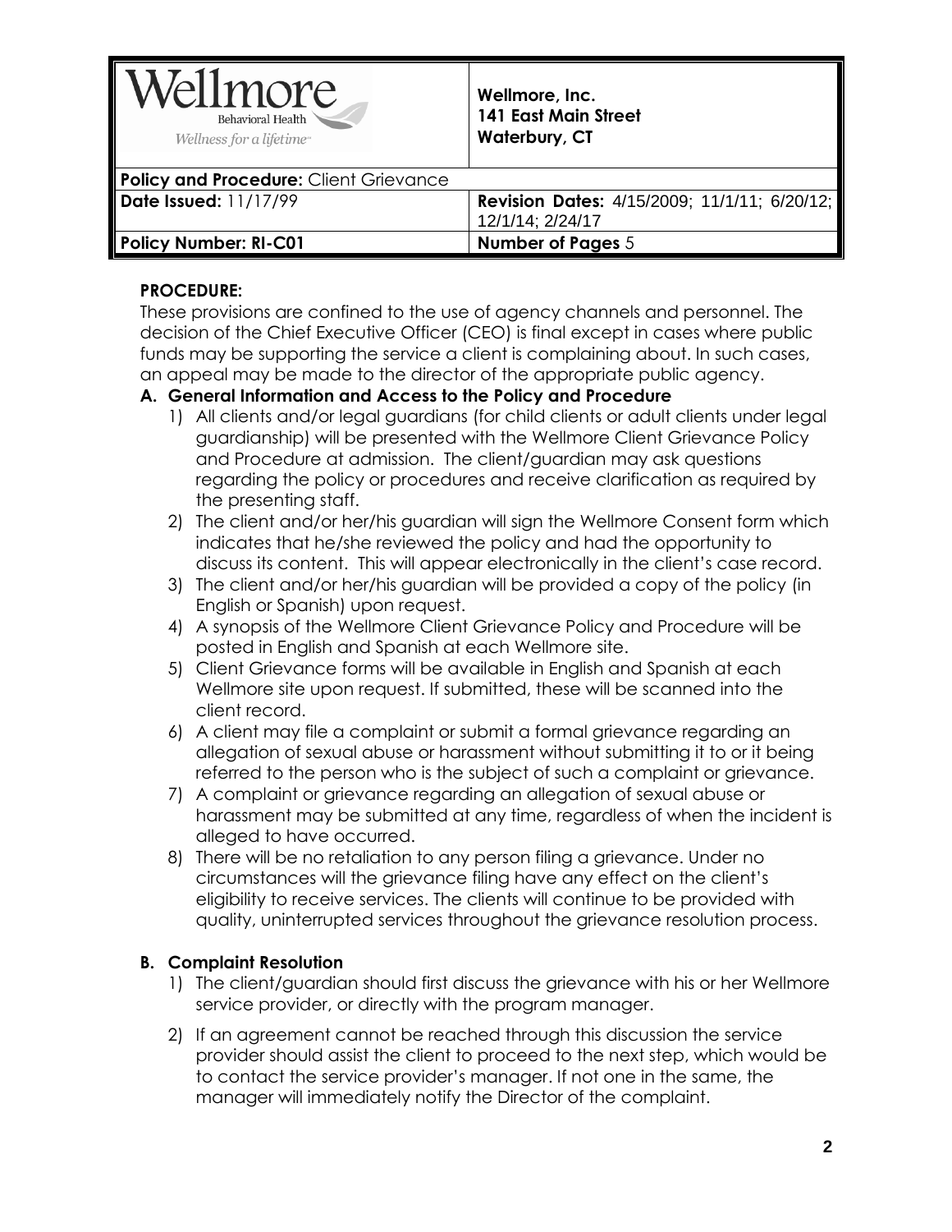| Wellmore Behavioral Health — Wellness for a lifetime | Wellmore, Inc.<br>141 East Main Street<br>Waterbury, CT |
|---|---|
| **Policy and Procedure:** Client Grievance | |
| **Date Issued:** 11/17/99 | **Revision Dates:** 4/15/2009; 11/1/11; 6/20/12; 12/1/14; 2/24/17 |
| **Policy Number: RI-C01** | **Number of Pages** 5 |

**PROCEDURE:**

These provisions are confined to the use of agency channels and personnel. The decision of the Chief Executive Officer (CEO) is final except in cases where public funds may be supporting the service a client is complaining about. In such cases, an appeal may be made to the director of the appropriate public agency.

**A. General Information and Access to the Policy and Procedure**

1) All clients and/or legal guardians (for child clients or adult clients under legal guardianship) will be presented with the Wellmore Client Grievance Policy and Procedure at admission. The client/guardian may ask questions regarding the policy or procedures and receive clarification as required by the presenting staff.
2) The client and/or her/his guardian will sign the Wellmore Consent form which indicates that he/she reviewed the policy and had the opportunity to discuss its content. This will appear electronically in the client's case record.
3) The client and/or her/his guardian will be provided a copy of the policy (in English or Spanish) upon request.
4) A synopsis of the Wellmore Client Grievance Policy and Procedure will be posted in English and Spanish at each Wellmore site.
5) Client Grievance forms will be available in English and Spanish at each Wellmore site upon request. If submitted, these will be scanned into the client record.
6) A client may file a complaint or submit a formal grievance regarding an allegation of sexual abuse or harassment without submitting it to or it being referred to the person who is the subject of such a complaint or grievance.
7) A complaint or grievance regarding an allegation of sexual abuse or harassment may be submitted at any time, regardless of when the incident is alleged to have occurred.
8) There will be no retaliation to any person filing a grievance. Under no circumstances will the grievance filing have any effect on the client's eligibility to receive services. The clients will continue to be provided with quality, uninterrupted services throughout the grievance resolution process.

**B. Complaint Resolution**

1) The client/guardian should first discuss the grievance with his or her Wellmore service provider, or directly with the program manager.
2) If an agreement cannot be reached through this discussion the service provider should assist the client to proceed to the next step, which would be to contact the service provider's manager. If not one in the same, the manager will immediately notify the Director of the complaint.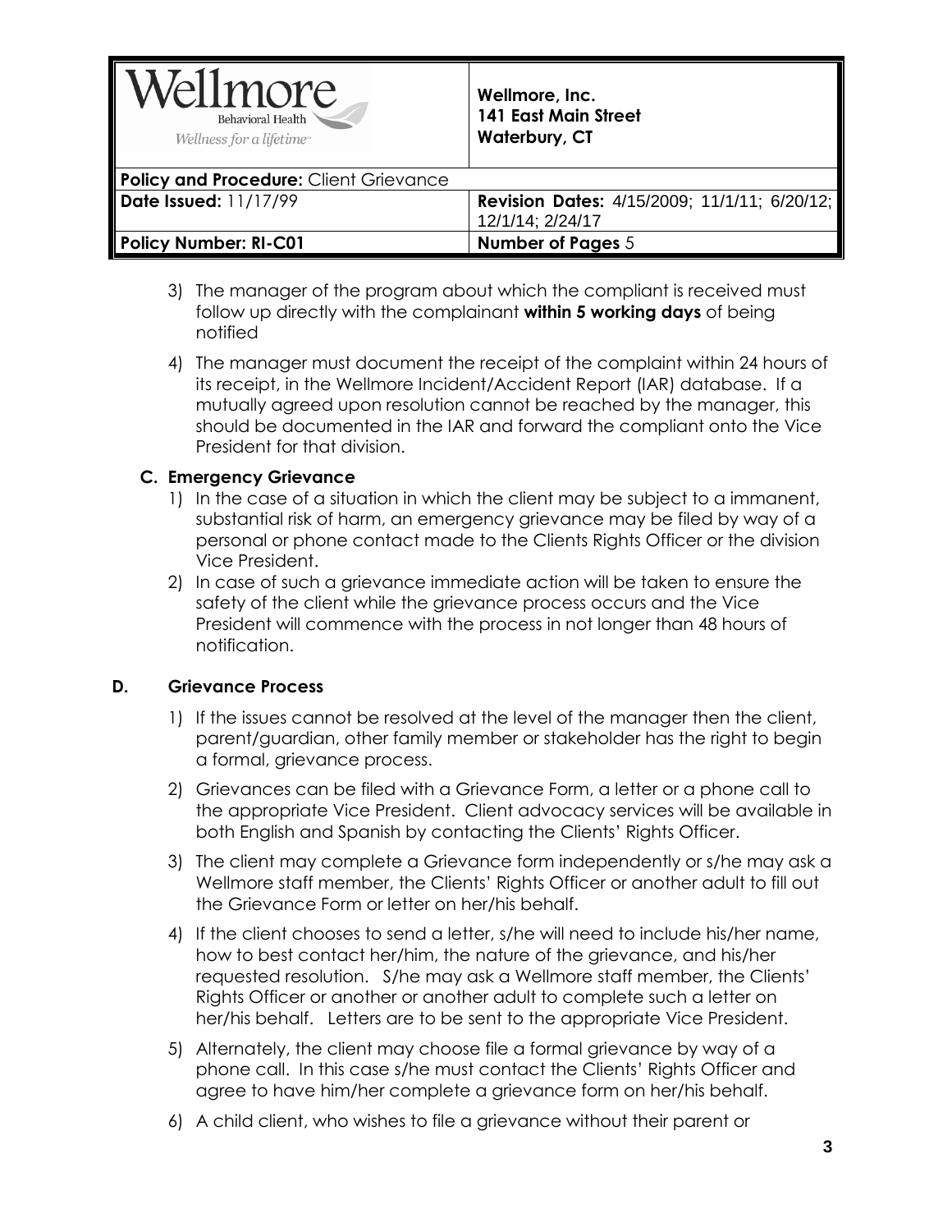3) The manager of the program about which the compliant is received must follow up directly with the complainant **within 5 working days** of being notified

4) The manager must document the receipt of the complaint within 24 hours of its receipt, in the Wellmore Incident/Accident Report (IAR) database. If a mutually agreed upon resolution cannot be reached by the manager, this should be documented in the IAR and forward the compliant onto the Vice President for that division.

### C. Emergency Grievance

1) In the case of a situation in which the client may be subject to a immanent, substantial risk of harm, an emergency grievance may be filed by way of a personal or phone contact made to the Clients Rights Officer or the division Vice President.
2) In case of such a grievance immediate action will be taken to ensure the safety of the client while the grievance process occurs and the Vice President will commence with the process in not longer than 48 hours of notification.

### D. Grievance Process

1) If the issues cannot be resolved at the level of the manager then the client, parent/guardian, other family member or stakeholder has the right to begin a formal, grievance process.

2) Grievances can be filed with a Grievance Form, a letter or a phone call to the appropriate Vice President. Client advocacy services will be available in both English and Spanish by contacting the Clients' Rights Officer.

3) The client may complete a Grievance form independently or s/he may ask a Wellmore staff member, the Clients' Rights Officer or another adult to fill out the Grievance Form or letter on her/his behalf.

4) If the client chooses to send a letter, s/he will need to include his/her name, how to best contact her/him, the nature of the grievance, and his/her requested resolution. S/he may ask a Wellmore staff member, the Clients' Rights Officer or another or another adult to complete such a letter on her/his behalf. Letters are to be sent to the appropriate Vice President.

5) Alternately, the client may choose file a formal grievance by way of a phone call. In this case s/he must contact the Clients' Rights Officer and agree to have him/her complete a grievance form on her/his behalf.

6) A child client, who wishes to file a grievance without their parent or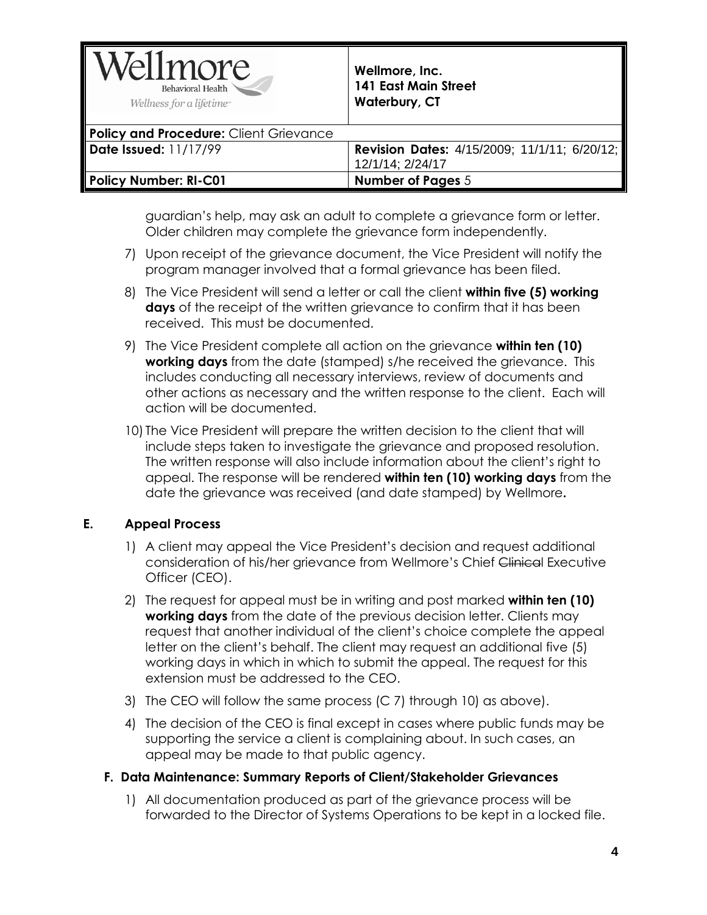guardian's help, may ask an adult to complete a grievance form or letter. Older children may complete the grievance form independently.

7) Upon receipt of the grievance document, the Vice President will notify the program manager involved that a formal grievance has been filed.
8) The Vice President will send a letter or call the client **within five (5) working days** of the receipt of the written grievance to confirm that it has been received. This must be documented.
9) The Vice President complete all action on the grievance **within ten (10) working days** from the date (stamped) s/he received the grievance. This includes conducting all necessary interviews, review of documents and other actions as necessary and the written response to the client. Each will action will be documented.
10) The Vice President will prepare the written decision to the client that will include steps taken to investigate the grievance and proposed resolution. The written response will also include information about the client's right to appeal. The response will be rendered **within ten (10) working days** from the date the grievance was received (and date stamped) by Wellmore**.**

## E. Appeal Process

1) A client may appeal the Vice President's decision and request additional consideration of his/her grievance from Wellmore's Chief ~~Clinica~~l Executive Officer (CEO).
2) The request for appeal must be in writing and post marked **within ten (10) working days** from the date of the previous decision letter. Clients may request that another individual of the client's choice complete the appeal letter on the client's behalf. The client may request an additional five (5) working days in which in which to submit the appeal. The request for this extension must be addressed to the CEO.
3) The CEO will follow the same process (C 7) through 10) as above).
4) The decision of the CEO is final except in cases where public funds may be supporting the service a client is complaining about. In such cases, an appeal may be made to that public agency.

## F. Data Maintenance: Summary Reports of Client/Stakeholder Grievances

1) All documentation produced as part of the grievance process will be forwarded to the Director of Systems Operations to be kept in a locked file.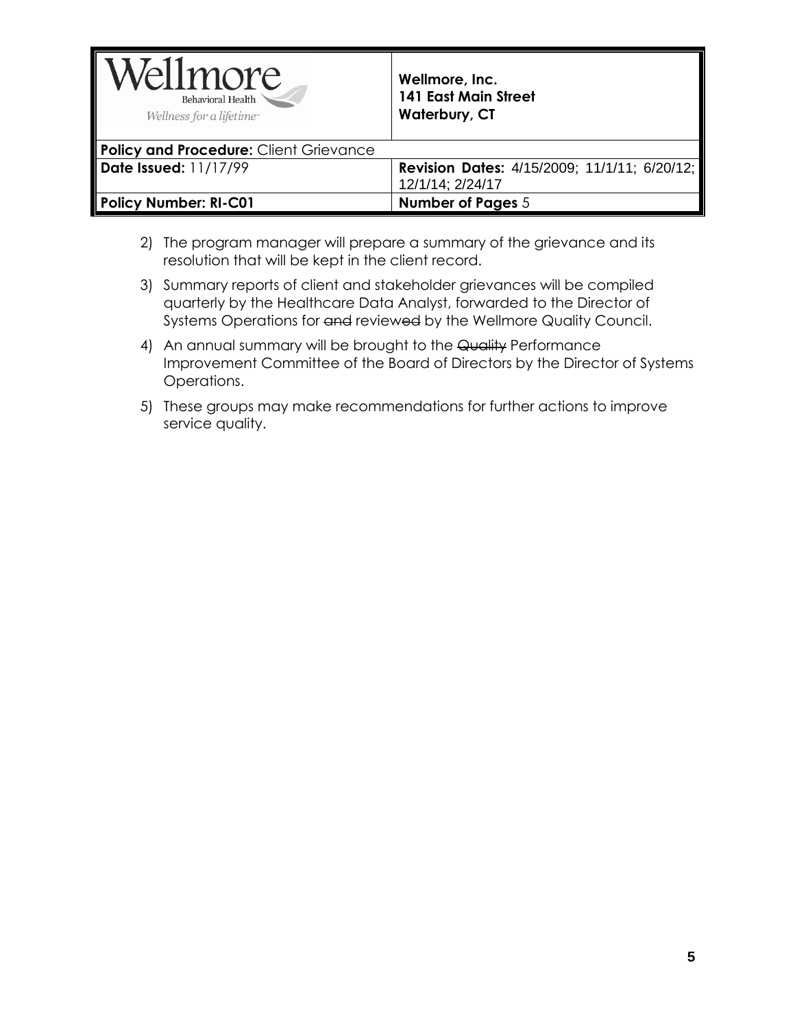2) The program manager will prepare a summary of the grievance and its resolution that will be kept in the client record.
3) Summary reports of client and stakeholder grievances will be compiled quarterly by the Healthcare Data Analyst, forwarded to the Director of Systems Operations for ~~and~~ review~~ed~~ by the Wellmore Quality Council.
4) An annual summary will be brought to the ~~Quality~~ Performance Improvement Committee of the Board of Directors by the Director of Systems Operations.
5) These groups may make recommendations for further actions to improve service quality.